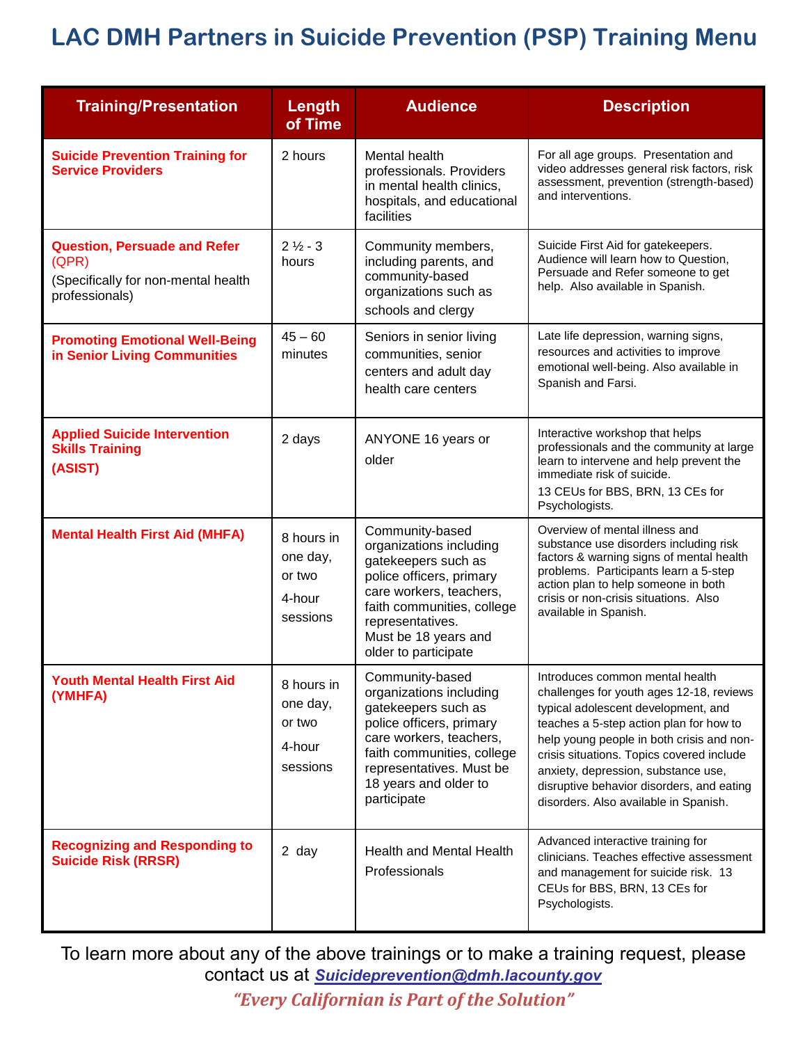# LAC DMH Partners in Suicide Prevention (PSP) Training Menu

| Training/Presentation | Length of Time | Audience | Description |
|---|---|---|---|
| **Suicide Prevention Training for Service Providers** | 2 hours | Mental health professionals. Providers in mental health clinics, hospitals, and educational facilities | For all age groups. Presentation and video addresses general risk factors, risk assessment, prevention (strength-based) and interventions. |
| **Question, Persuade and Refer** (QPR) (Specifically for non-mental health professionals) | 2 ½ - 3 hours | Community members, including parents, and community-based organizations such as schools and clergy | Suicide First Aid for gatekeepers. Audience will learn how to Question, Persuade and Refer someone to get help. Also available in Spanish. |
| **Promoting Emotional Well-Being in Senior Living Communities** | 45 – 60 minutes | Seniors in senior living communities, senior centers and adult day health care centers | Late life depression, warning signs, resources and activities to improve emotional well-being. Also available in Spanish and Farsi. |
| **Applied Suicide Intervention Skills Training (ASIST)** | 2 days | ANYONE 16 years or older | Interactive workshop that helps professionals and the community at large learn to intervene and help prevent the immediate risk of suicide. 13 CEUs for BBS, BRN, 13 CEs for Psychologists. |
| **Mental Health First Aid (MHFA)** | 8 hours in one day, or two 4-hour sessions | Community-based organizations including gatekeepers such as police officers, primary care workers, teachers, faith communities, college representatives. Must be 18 years and older to participate | Overview of mental illness and substance use disorders including risk factors & warning signs of mental health problems. Participants learn a 5-step action plan to help someone in both crisis or non-crisis situations. Also available in Spanish. |
| **Youth Mental Health First Aid (YMHFA)** | 8 hours in one day, or two 4-hour sessions | Community-based organizations including gatekeepers such as police officers, primary care workers, teachers, faith communities, college representatives. Must be 18 years and older to participate | Introduces common mental health challenges for youth ages 12-18, reviews typical adolescent development, and teaches a 5-step action plan for how to help young people in both crisis and non-crisis situations. Topics covered include anxiety, depression, substance use, disruptive behavior disorders, and eating disorders. Also available in Spanish. |
| **Recognizing and Responding to Suicide Risk (RRSR)** | 2 day | Health and Mental Health Professionals | Advanced interactive training for clinicians. Teaches effective assessment and management for suicide risk. 13 CEUs for BBS, BRN, 13 CEs for Psychologists. |

To learn more about any of the above trainings or to make a training request, please contact us at **Suicideprevention@dmh.lacounty.gov**

*"Every Californian is Part of the Solution"*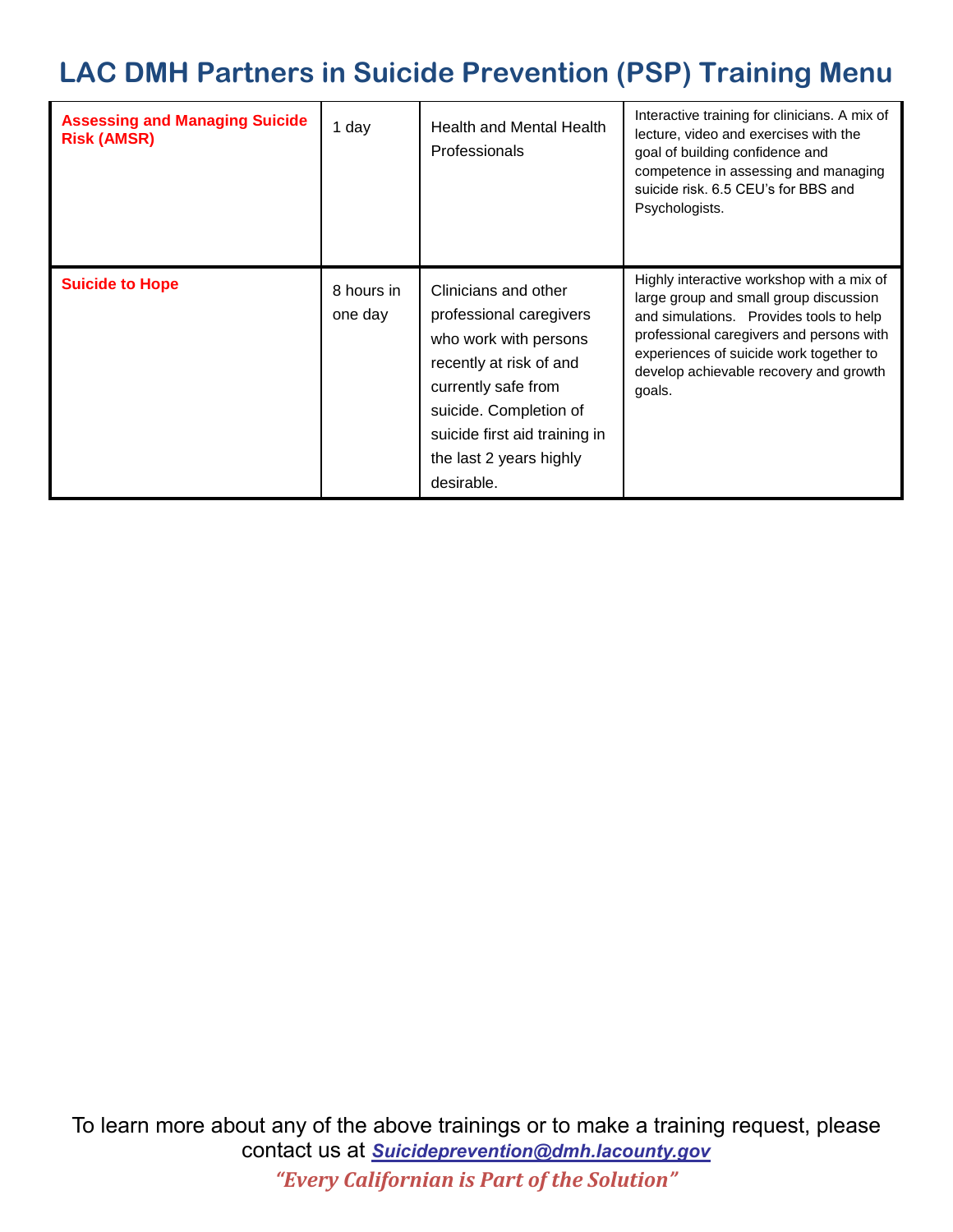# LAC DMH Partners in Suicide Prevention (PSP) Training Menu

| | | | |
|---|---|---|---|
| **Assessing and Managing Suicide Risk (AMSR)** | 1 day | Health and Mental Health Professionals | Interactive training for clinicians. A mix of lecture, video and exercises with the goal of building confidence and competence in assessing and managing suicide risk. 6.5 CEU's for BBS and Psychologists. |
| **Suicide to Hope** | 8 hours in one day | Clinicians and other professional caregivers who work with persons recently at risk of and currently safe from suicide. Completion of suicide first aid training in the last 2 years highly desirable. | Highly interactive workshop with a mix of large group and small group discussion and simulations. Provides tools to help professional caregivers and persons with experiences of suicide work together to develop achievable recovery and growth goals. |

To learn more about any of the above trainings or to make a training request, please contact us at ***Suicideprevention@dmh.lacounty.gov***

***"Every Californian is Part of the Solution"***